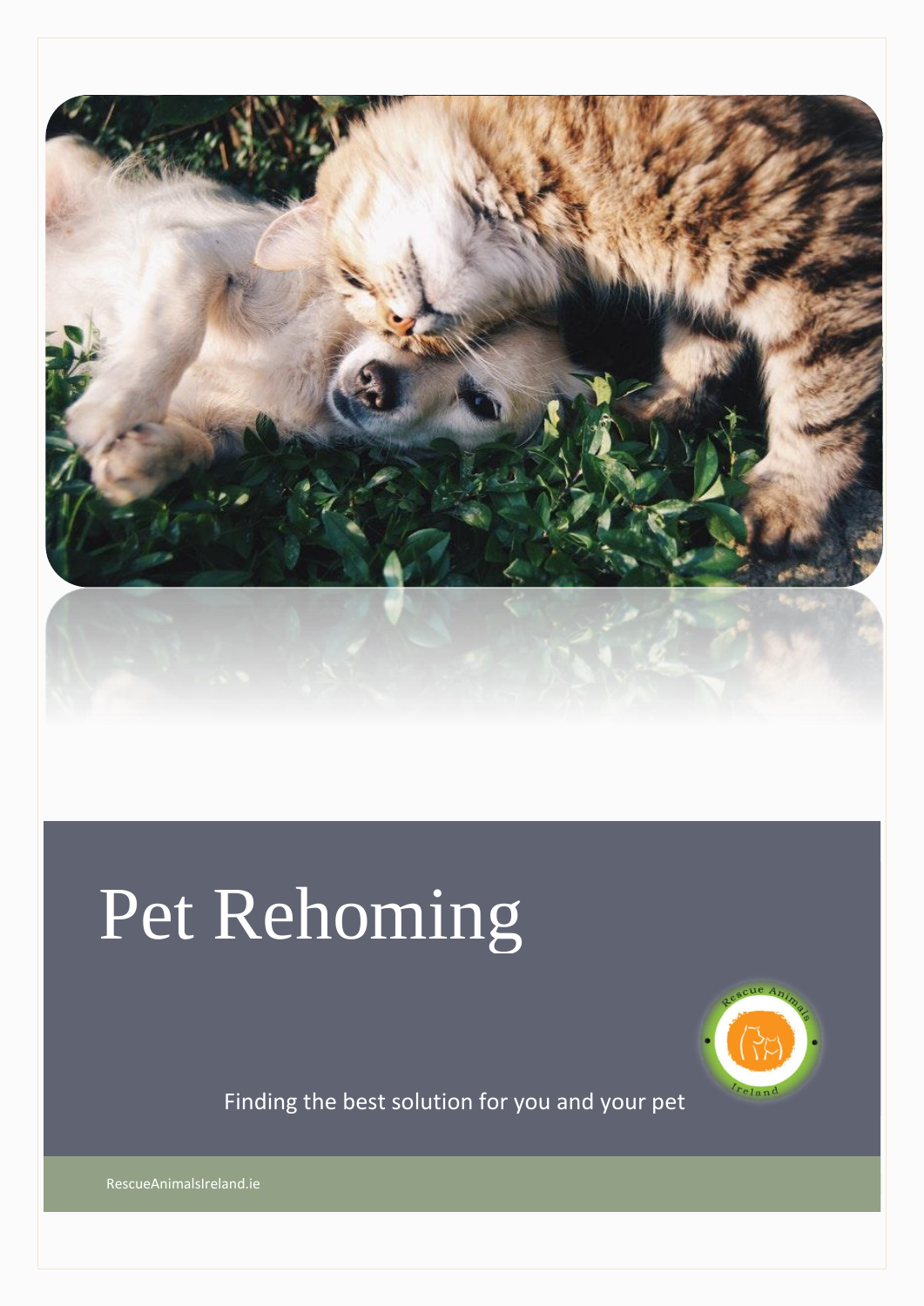# Pet Rehoming

Finding the best solution for you and your pet

RescueAnimalsIreland.ie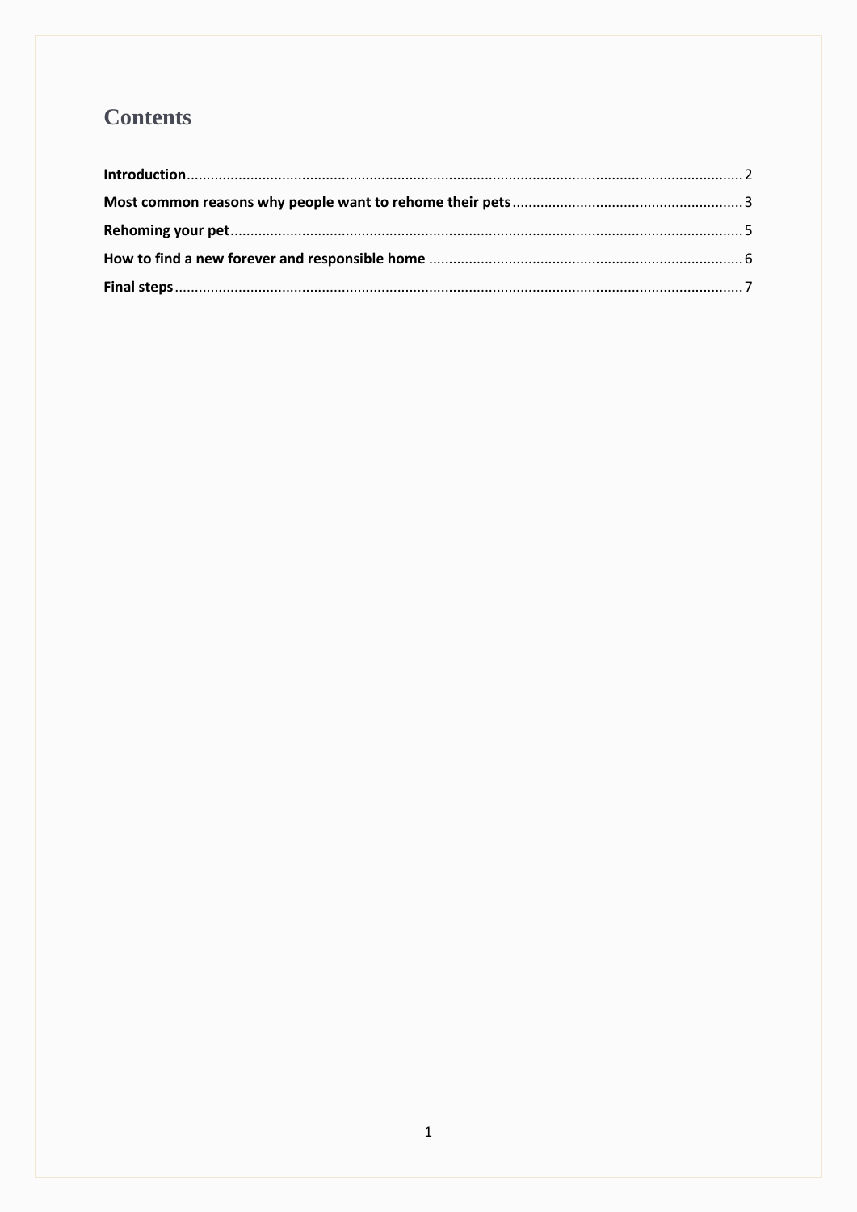# Contents

**Introduction** .......... 2

**Most common reasons why people want to rehome their pets** .......... 3

**Rehoming your pet** .......... 5

**How to find a new forever and responsible home** .......... 6

**Final steps** .......... 7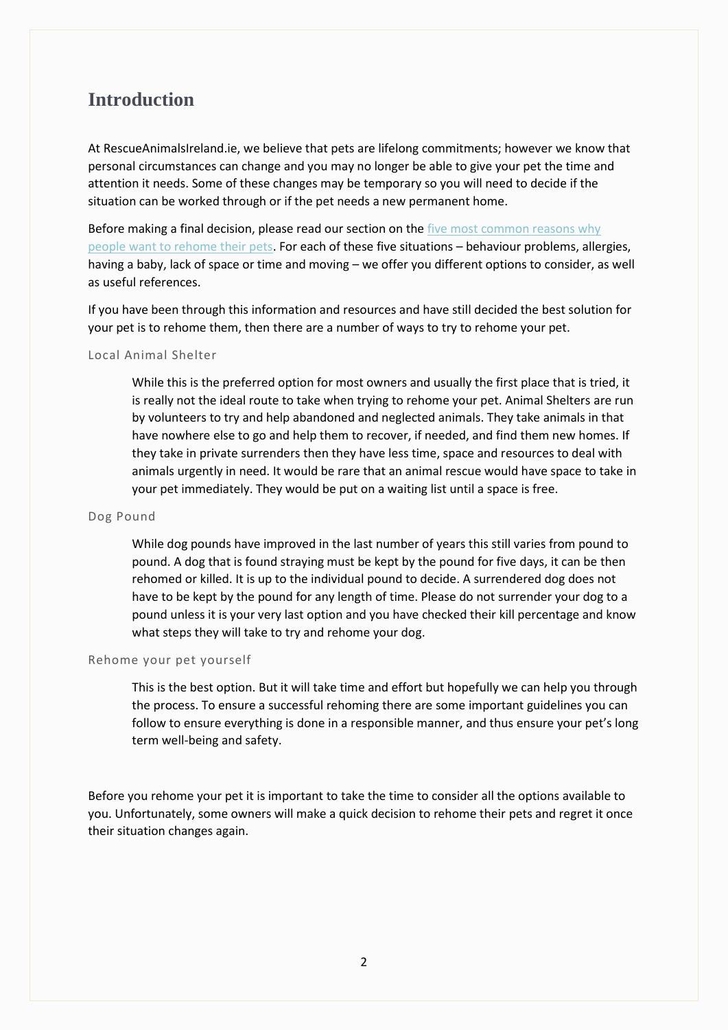# Introduction

At RescueAnimalsIreland.ie, we believe that pets are lifelong commitments; however we know that personal circumstances can change and you may no longer be able to give your pet the time and attention it needs. Some of these changes may be temporary so you will need to decide if the situation can be worked through or if the pet needs a new permanent home.

Before making a final decision, please read our section on the five most common reasons why people want to rehome their pets. For each of these five situations – behaviour problems, allergies, having a baby, lack of space or time and moving – we offer you different options to consider, as well as useful references.

If you have been through this information and resources and have still decided the best solution for your pet is to rehome them, then there are a number of ways to try to rehome your pet.

### Local Animal Shelter

> While this is the preferred option for most owners and usually the first place that is tried, it is really not the ideal route to take when trying to rehome your pet. Animal Shelters are run by volunteers to try and help abandoned and neglected animals. They take animals in that have nowhere else to go and help them to recover, if needed, and find them new homes. If they take in private surrenders then they have less time, space and resources to deal with animals urgently in need. It would be rare that an animal rescue would have space to take in your pet immediately. They would be put on a waiting list until a space is free.

### Dog Pound

> While dog pounds have improved in the last number of years this still varies from pound to pound. A dog that is found straying must be kept by the pound for five days, it can be then rehomed or killed. It is up to the individual pound to decide. A surrendered dog does not have to be kept by the pound for any length of time. Please do not surrender your dog to a pound unless it is your very last option and you have checked their kill percentage and know what steps they will take to try and rehome your dog.

### Rehome your pet yourself

> This is the best option. But it will take time and effort but hopefully we can help you through the process. To ensure a successful rehoming there are some important guidelines you can follow to ensure everything is done in a responsible manner, and thus ensure your pet's long term well-being and safety.

Before you rehome your pet it is important to take the time to consider all the options available to you. Unfortunately, some owners will make a quick decision to rehome their pets and regret it once their situation changes again.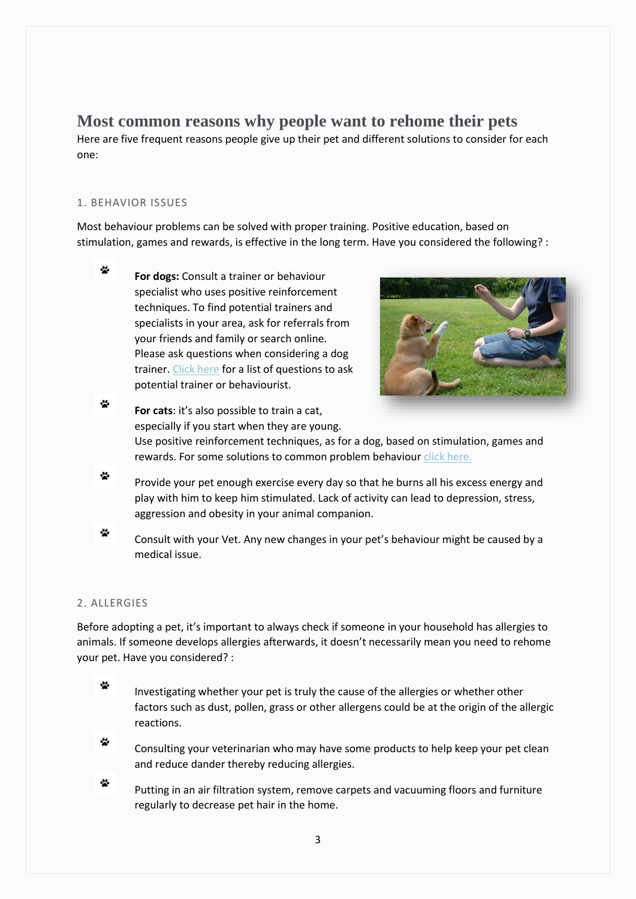# Most common reasons why people want to rehome their pets

Here are five frequent reasons people give up their pet and different solutions to consider for each one:

## 1. BEHAVIOR ISSUES

Most behaviour problems can be solved with proper training. Positive education, based on stimulation, games and rewards, is effective in the long term. Have you considered the following? :

- **For dogs:** Consult a trainer or behaviour specialist who uses positive reinforcement techniques. To find potential trainers and specialists in your area, ask for referrals from your friends and family or search online. Please ask questions when considering a dog trainer. Click here for a list of questions to ask potential trainer or behaviourist.
- **For cats**: it's also possible to train a cat, especially if you start when they are young. Use positive reinforcement techniques, as for a dog, based on stimulation, games and rewards. For some solutions to common problem behaviour click here.
- Provide your pet enough exercise every day so that he burns all his excess energy and play with him to keep him stimulated. Lack of activity can lead to depression, stress, aggression and obesity in your animal companion.
- Consult with your Vet. Any new changes in your pet's behaviour might be caused by a medical issue.

## 2. ALLERGIES

Before adopting a pet, it's important to always check if someone in your household has allergies to animals. If someone develops allergies afterwards, it doesn't necessarily mean you need to rehome your pet. Have you considered? :

- Investigating whether your pet is truly the cause of the allergies or whether other factors such as dust, pollen, grass or other allergens could be at the origin of the allergic reactions.
- Consulting your veterinarian who may have some products to help keep your pet clean and reduce dander thereby reducing allergies.
- Putting in an air filtration system, remove carpets and vacuuming floors and furniture regularly to decrease pet hair in the home.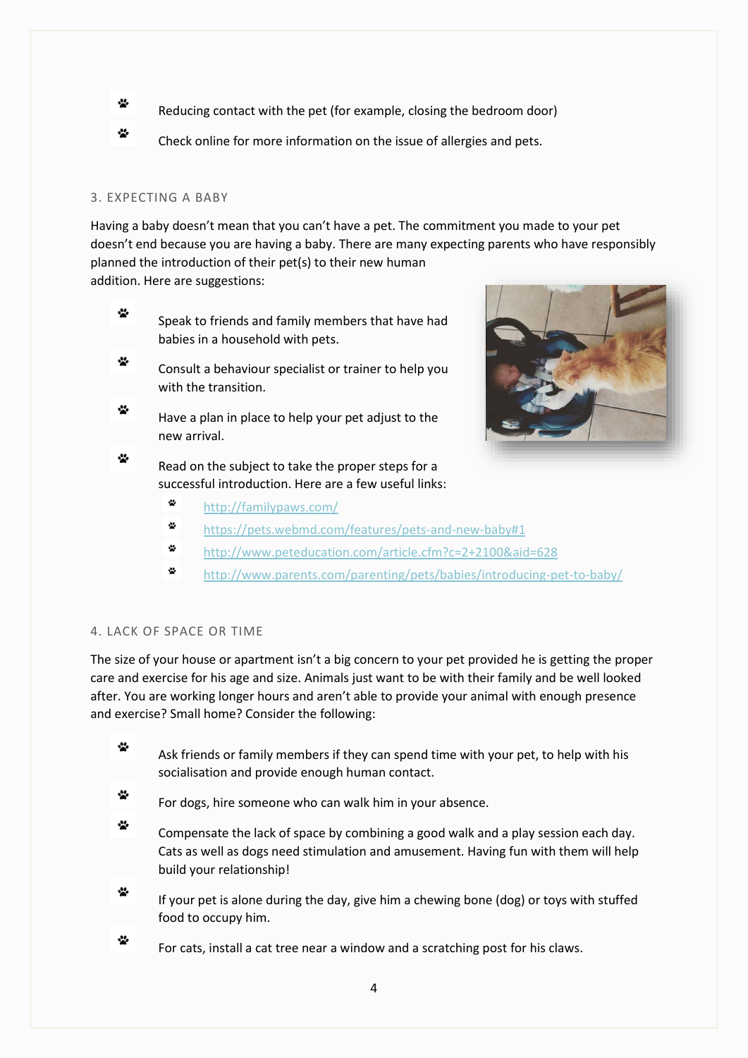- Reducing contact with the pet (for example, closing the bedroom door)
- Check online for more information on the issue of allergies and pets.

## 3. EXPECTING A BABY

Having a baby doesn't mean that you can't have a pet. The commitment you made to your pet doesn't end because you are having a baby. There are many expecting parents who have responsibly planned the introduction of their pet(s) to their new human addition. Here are suggestions:

- Speak to friends and family members that have had babies in a household with pets.
- Consult a behaviour specialist or trainer to help you with the transition.
- Have a plan in place to help your pet adjust to the new arrival.
- Read on the subject to take the proper steps for a successful introduction. Here are a few useful links:
  - http://familypaws.com/
  - https://pets.webmd.com/features/pets-and-new-baby#1
  - http://www.peteducation.com/article.cfm?c=2+2100&aid=628
  - http://www.parents.com/parenting/pets/babies/introducing-pet-to-baby/

## 4. LACK OF SPACE OR TIME

The size of your house or apartment isn't a big concern to your pet provided he is getting the proper care and exercise for his age and size. Animals just want to be with their family and be well looked after. You are working longer hours and aren't able to provide your animal with enough presence and exercise? Small home? Consider the following:

- Ask friends or family members if they can spend time with your pet, to help with his socialisation and provide enough human contact.
- For dogs, hire someone who can walk him in your absence.
- Compensate the lack of space by combining a good walk and a play session each day. Cats as well as dogs need stimulation and amusement. Having fun with them will help build your relationship!
- If your pet is alone during the day, give him a chewing bone (dog) or toys with stuffed food to occupy him.
- For cats, install a cat tree near a window and a scratching post for his claws.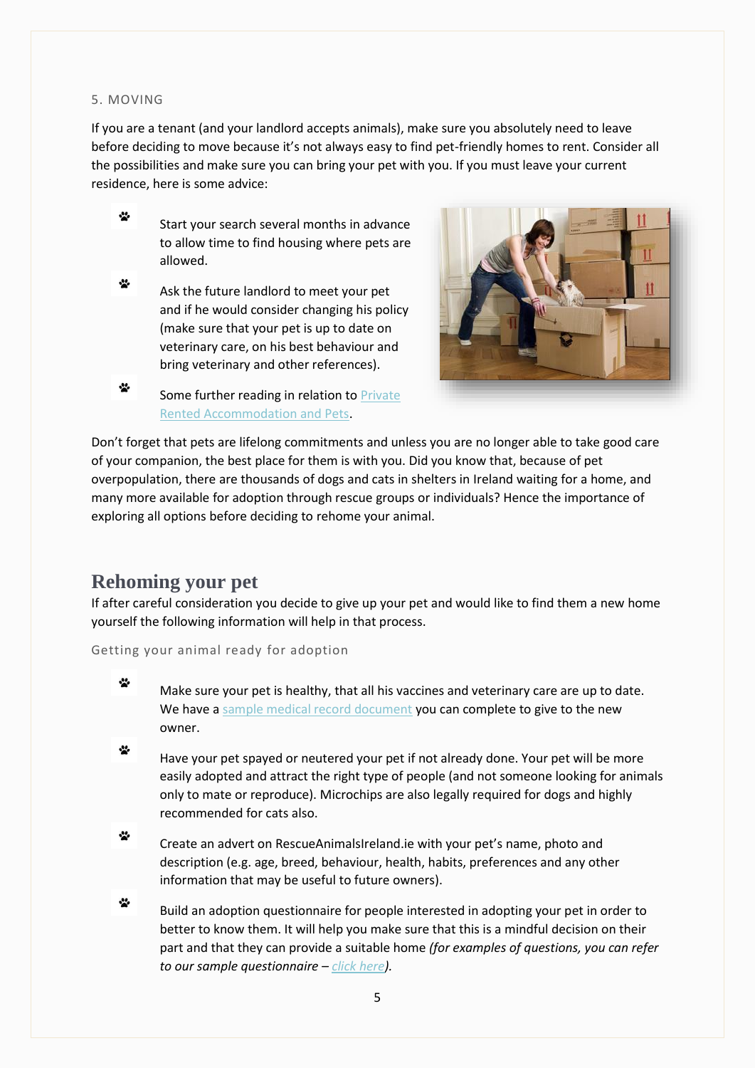5. MOVING

If you are a tenant (and your landlord accepts animals), make sure you absolutely need to leave before deciding to move because it's not always easy to find pet-friendly homes to rent. Consider all the possibilities and make sure you can bring your pet with you. If you must leave your current residence, here is some advice:

- Start your search several months in advance to allow time to find housing where pets are allowed.
- Ask the future landlord to meet your pet and if he would consider changing his policy (make sure that your pet is up to date on veterinary care, on his best behaviour and bring veterinary and other references).
- Some further reading in relation to Private Rented Accommodation and Pets.

Don't forget that pets are lifelong commitments and unless you are no longer able to take good care of your companion, the best place for them is with you. Did you know that, because of pet overpopulation, there are thousands of dogs and cats in shelters in Ireland waiting for a home, and many more available for adoption through rescue groups or individuals? Hence the importance of exploring all options before deciding to rehome your animal.

## Rehoming your pet

If after careful consideration you decide to give up your pet and would like to find them a new home yourself the following information will help in that process.

### Getting your animal ready for adoption

- Make sure your pet is healthy, that all his vaccines and veterinary care are up to date. We have a sample medical record document you can complete to give to the new owner.
- Have your pet spayed or neutered your pet if not already done. Your pet will be more easily adopted and attract the right type of people (and not someone looking for animals only to mate or reproduce). Microchips are also legally required for dogs and highly recommended for cats also.
- Create an advert on RescueAnimalsIreland.ie with your pet's name, photo and description (e.g. age, breed, behaviour, health, habits, preferences and any other information that may be useful to future owners).
- Build an adoption questionnaire for people interested in adopting your pet in order to better to know them. It will help you make sure that this is a mindful decision on their part and that they can provide a suitable home *(for examples of questions, you can refer to our sample questionnaire – click here).*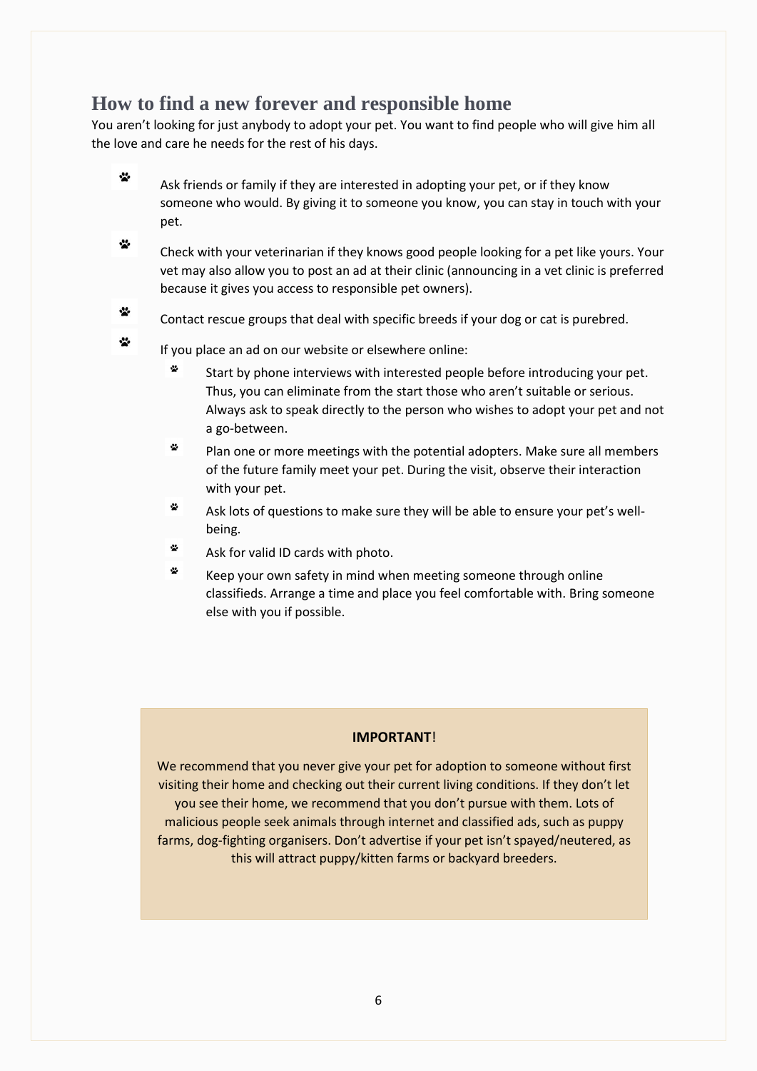## How to find a new forever and responsible home

You aren't looking for just anybody to adopt your pet. You want to find people who will give him all the love and care he needs for the rest of his days.

- Ask friends or family if they are interested in adopting your pet, or if they know someone who would. By giving it to someone you know, you can stay in touch with your pet.
- Check with your veterinarian if they knows good people looking for a pet like yours. Your vet may also allow you to post an ad at their clinic (announcing in a vet clinic is preferred because it gives you access to responsible pet owners).
- Contact rescue groups that deal with specific breeds if your dog or cat is purebred.
- If you place an ad on our website or elsewhere online:
  - Start by phone interviews with interested people before introducing your pet. Thus, you can eliminate from the start those who aren't suitable or serious. Always ask to speak directly to the person who wishes to adopt your pet and not a go-between.
  - Plan one or more meetings with the potential adopters. Make sure all members of the future family meet your pet. During the visit, observe their interaction with your pet.
  - Ask lots of questions to make sure they will be able to ensure your pet's well-being.
  - Ask for valid ID cards with photo.
  - Keep your own safety in mind when meeting someone through online classifieds. Arrange a time and place you feel comfortable with. Bring someone else with you if possible.

**IMPORTANT**!

We recommend that you never give your pet for adoption to someone without first visiting their home and checking out their current living conditions. If they don't let you see their home, we recommend that you don't pursue with them. Lots of malicious people seek animals through internet and classified ads, such as puppy farms, dog-fighting organisers. Don't advertise if your pet isn't spayed/neutered, as this will attract puppy/kitten farms or backyard breeders.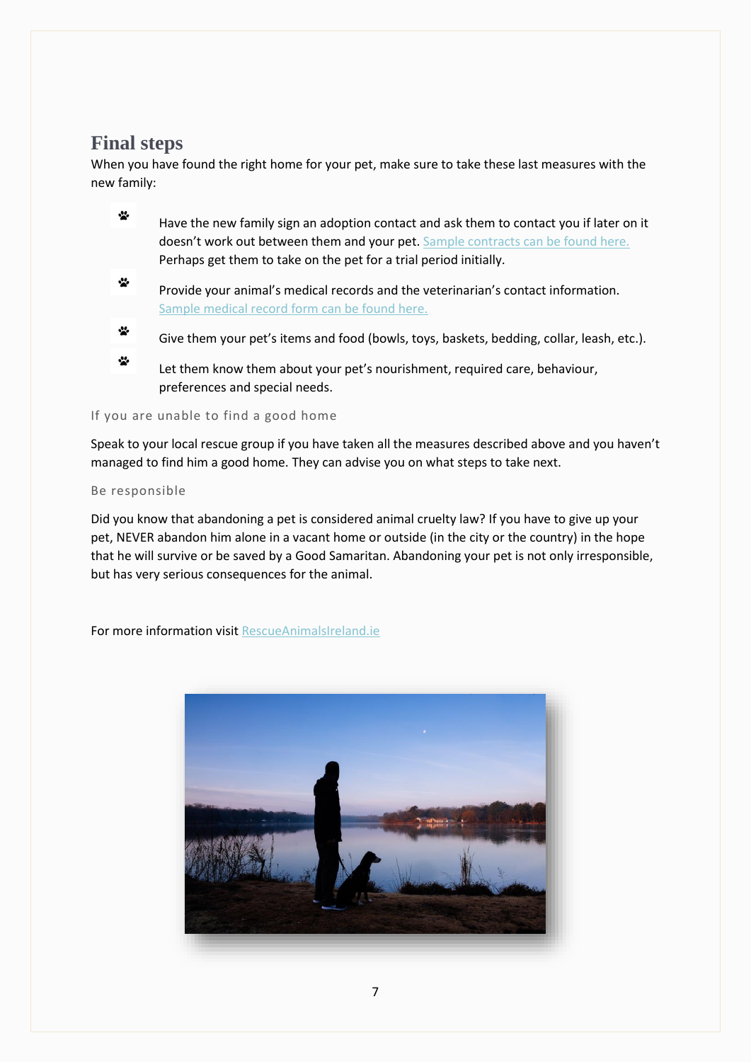## Final steps

When you have found the right home for your pet, make sure to take these last measures with the new family:

- Have the new family sign an adoption contact and ask them to contact you if later on it doesn't work out between them and your pet. Sample contracts can be found here. Perhaps get them to take on the pet for a trial period initially.
- Provide your animal's medical records and the veterinarian's contact information. Sample medical record form can be found here.
- Give them your pet's items and food (bowls, toys, baskets, bedding, collar, leash, etc.).
- Let them know them about your pet's nourishment, required care, behaviour, preferences and special needs.

### If you are unable to find a good home

Speak to your local rescue group if you have taken all the measures described above and you haven't managed to find him a good home. They can advise you on what steps to take next.

### Be responsible

Did you know that abandoning a pet is considered animal cruelty law? If you have to give up your pet, NEVER abandon him alone in a vacant home or outside (in the city or the country) in the hope that he will survive or be saved by a Good Samaritan. Abandoning your pet is not only irresponsible, but has very serious consequences for the animal.

For more information visit RescueAnimalsIreland.ie